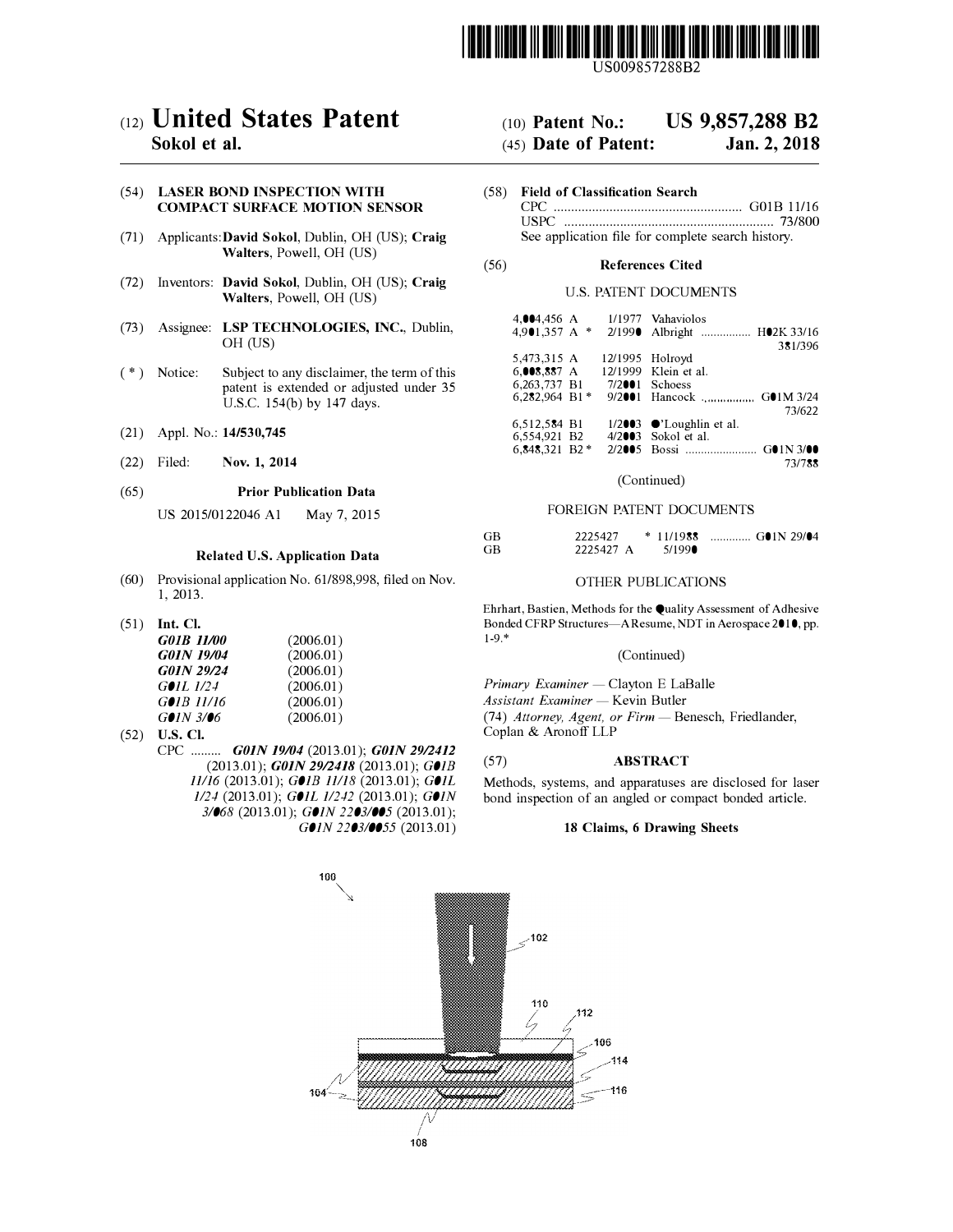US009857288B2

# (12) United States Patent
**Sokol et al.**

(10) **Patent No.: US 9,857,288 B2**

(45) **Date of Patent: Jan. 2, 2018**

(54) **LASER BOND INSPECTION WITH COMPACT SURFACE MOTION SENSOR**

(71) Applicants: **David Sokol**, Dublin, OH (US); **Craig Walters**, Powell, OH (US)

(72) Inventors: **David Sokol**, Dublin, OH (US); **Craig Walters**, Powell, OH (US)

(73) Assignee: **LSP TECHNOLOGIES, INC.**, Dublin, OH (US)

( * ) Notice: Subject to any disclaimer, the term of this patent is extended or adjusted under 35 U.S.C. 154(b) by 147 days.

(21) Appl. No.: **14/530,745**

(22) Filed: **Nov. 1, 2014**

(65) **Prior Publication Data**

US 2015/0122046 A1 May 7, 2015

**Related U.S. Application Data**

(60) Provisional application No. 61/898,998, filed on Nov. 1, 2013.

(51) **Int. Cl.**

| | |
|---|---|
| ***G01B 11/00*** | (2006.01) |
| ***G01N 19/04*** | (2006.01) |
| ***G01N 29/24*** | (2006.01) |
| *G01L 1/24* | (2006.01) |
| *G01B 11/16* | (2006.01) |
| *G01N 3/06* | (2006.01) |

(52) **U.S. Cl.**

CPC ......... ***G01N 19/04*** (2013.01); ***G01N 29/2412*** (2013.01); ***G01N 29/2418*** (2013.01); *G01B 11/16* (2013.01); *G01B 11/18* (2013.01); *G01L 1/24* (2013.01); *G01L 1/242* (2013.01); *G01N 3/068* (2013.01); *G01N 2203/005* (2013.01); *G01N 2203/0055* (2013.01)

(58) **Field of Classification Search**

CPC ..................................................... G01B 11/16

USPC ........................................................... 73/800

See application file for complete search history.

(56) **References Cited**

U.S. PATENT DOCUMENTS

| | | | |
|---|---|---|---|
| 4,004,456 A | | 1/1977 | Vahaviolos |
| 4,901,357 A * | | 2/1990 | Albright ................ H02K 33/16 381/396 |
| 5,473,315 A | | 12/1995 | Holroyd |
| 6,008,887 A | | 12/1999 | Klein et al. |
| 6,263,737 B1 | | 7/2001 | Schoess |
| 6,282,964 B1 * | | 9/2001 | Hancock ................ G01M 3/24 73/622 |
| 6,512,584 B1 | | 1/2003 | O'Loughlin et al. |
| 6,554,921 B2 | | 4/2003 | Sokol et al. |
| 6,848,321 B2 * | | 2/2005 | Bossi ...................... G01N 3/00 73/788 |

(Continued)

FOREIGN PATENT DOCUMENTS

| | | | |
|---|---|---|---|
| GB | 2225427 | * 11/1988 | ............. G01N 29/04 |
| GB | 2225427 A | 5/1990 | |

OTHER PUBLICATIONS

Ehrhart, Bastien, Methods for the Quality Assessment of Adhesive Bonded CFRP Structures—A Resume, NDT in Aerospace 2010, pp. 1-9.*

(Continued)

*Primary Examiner* — Clayton E LaBalle

*Assistant Examiner* — Kevin Butler

(74) *Attorney, Agent, or Firm* — Benesch, Friedlander, Coplan & Aronoff LLP

(57) **ABSTRACT**

Methods, systems, and apparatuses are disclosed for laser bond inspection of an angled or compact bonded article.

**18 Claims, 6 Drawing Sheets**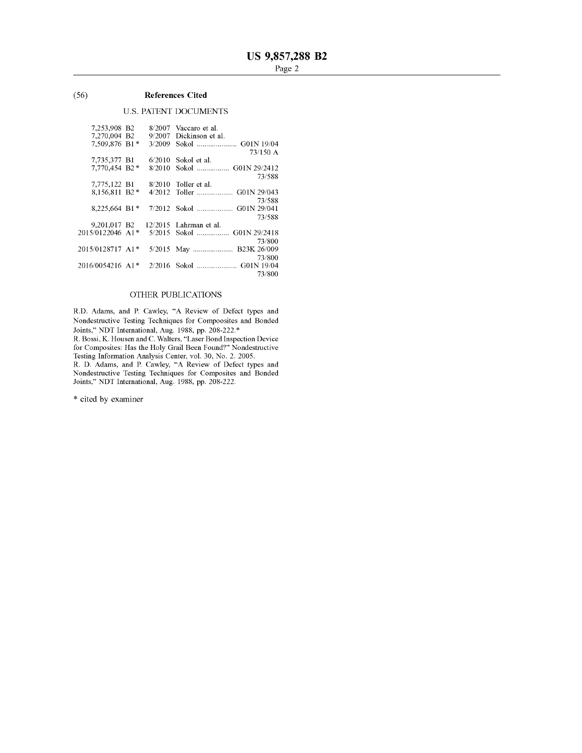(56) **References Cited**

U.S. PATENT DOCUMENTS

| | | | |
|---|---|---|---|
| 7,253,908 B2 | 8/2007 | Vaccaro et al. | |
| 7,270,004 B2 | 9/2007 | Dickinson et al. | |
| 7,509,876 B1 * | 3/2009 | Sokol | G01N 19/04 73/150 A |
| 7,735,377 B1 | 6/2010 | Sokol et al. | |
| 7,770,454 B2 * | 8/2010 | Sokol | G01N 29/2412 73/588 |
| 7,775,122 B1 | 8/2010 | Toller et al. | |
| 8,156,811 B2 * | 4/2012 | Toller | G01N 29/043 73/588 |
| 8,225,664 B1 * | 7/2012 | Sokol | G01N 29/041 73/588 |
| 9,201,017 B2 | 12/2015 | Lahrman et al. | |
| 2015/0122046 A1 * | 5/2015 | Sokol | G01N 29/2418 73/800 |
| 2015/0128717 A1 * | 5/2015 | May | B23K 26/009 73/800 |
| 2016/0054216 A1 * | 2/2016 | Sokol | G01N 19/04 73/800 |

OTHER PUBLICATIONS

R.D. Adams, and P. Cawley, "A Review of Defect types and Nondestructive Testing Techniques for Compoosites and Bonded Joints," NDT International, Aug. 1988, pp. 208-222.*

R. Bossi, K. Housen and C. Walters, "Laser Bond Inspection Device for Composites: Has the Holy Grail Been Found?" Nondestructive Testing Information Analysis Center, vol. 30, No. 2. 2005.

R. D. Adams, and P. Cawley, "A Review of Defect types and Nondestructive Testing Techniques for Composites and Bonded Joints," NDT International, Aug. 1988, pp. 208-222.

\* cited by examiner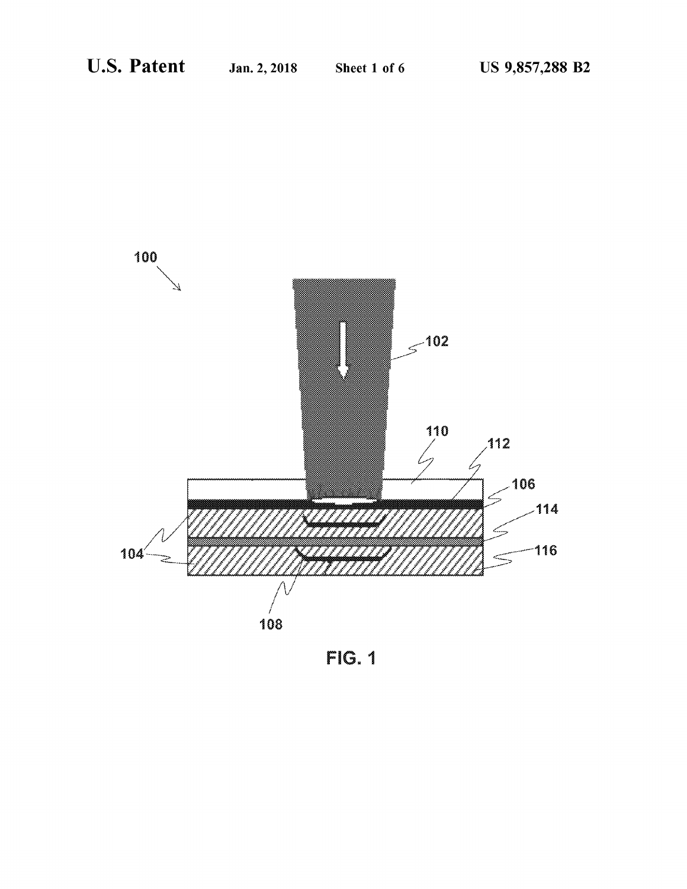FIG. 1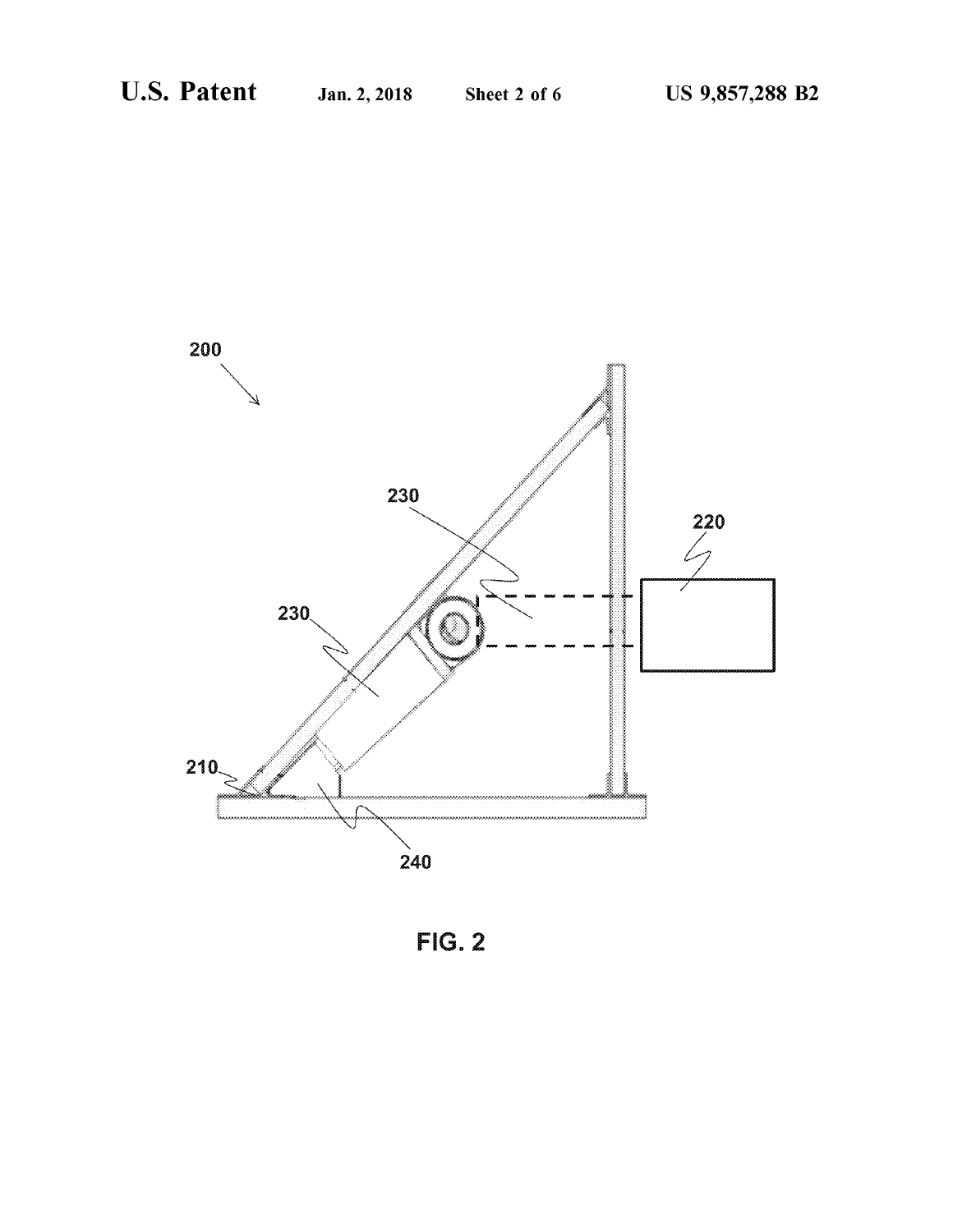FIG. 2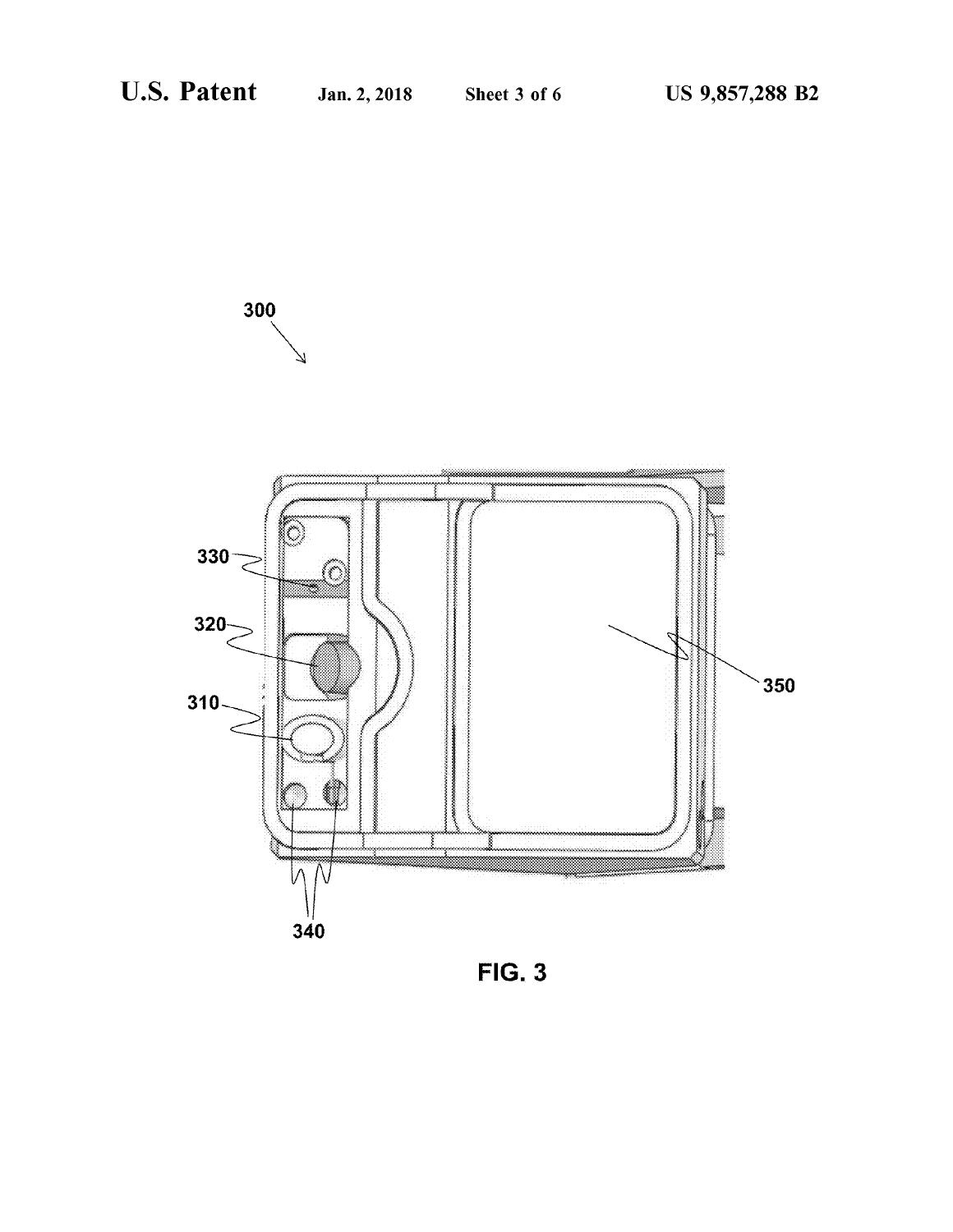300

330

320

310

340

350

FIG. 3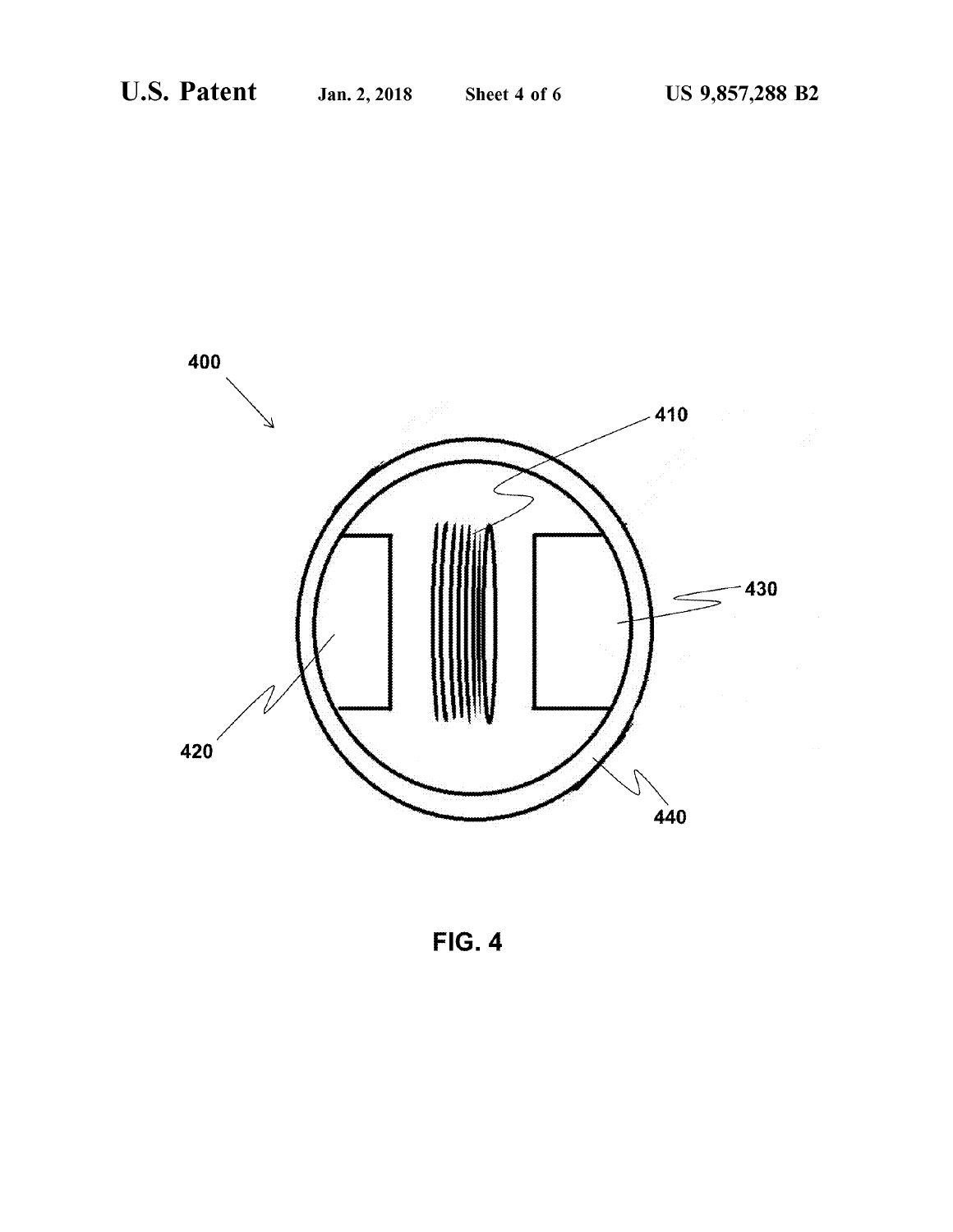FIG. 4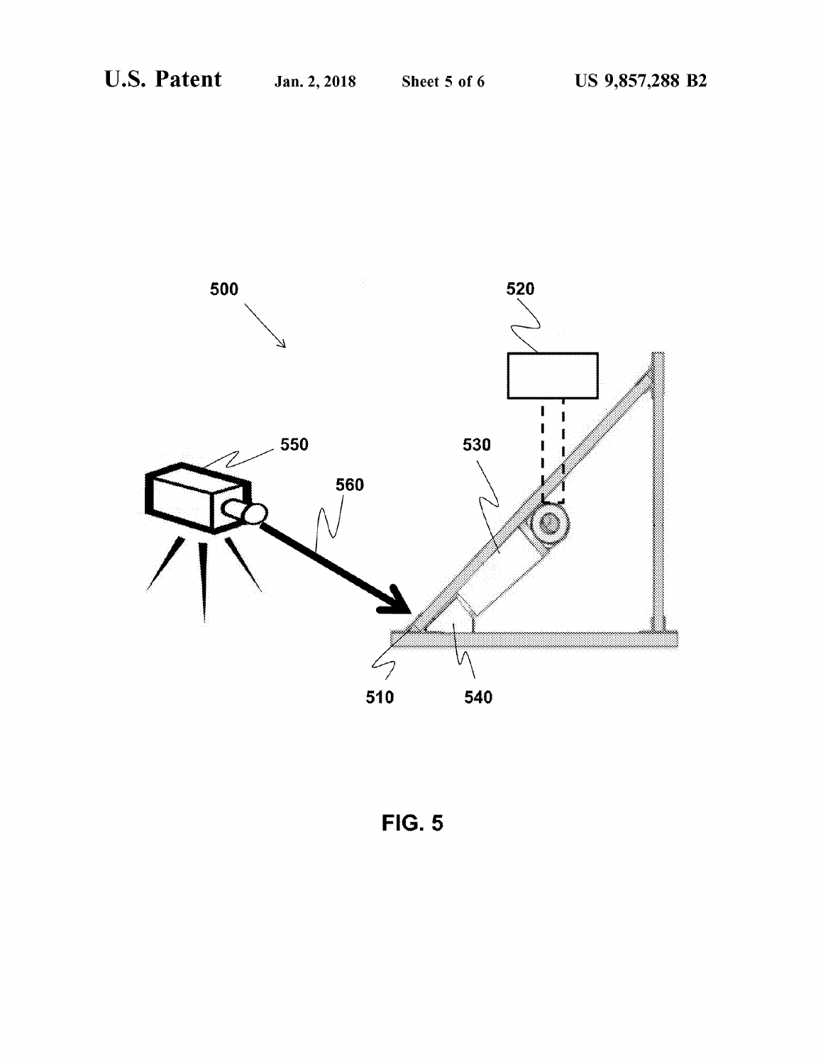FIG. 5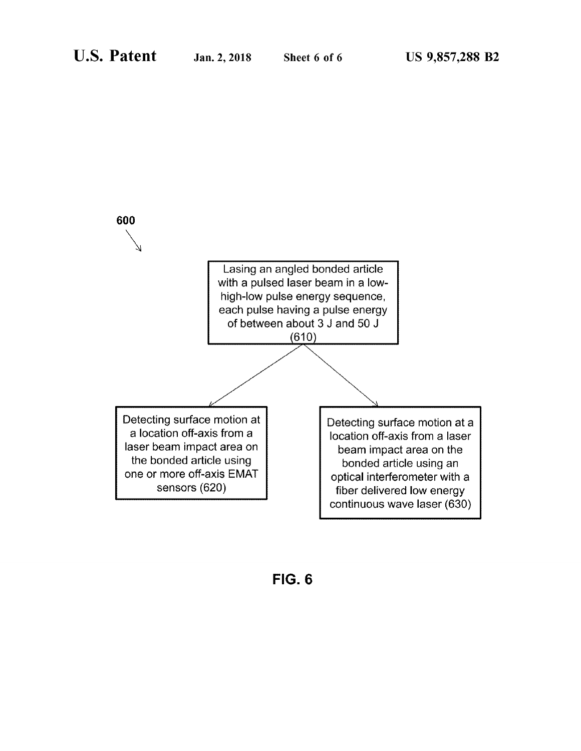600

Lasing an angled bonded article with a pulsed laser beam in a low-high-low pulse energy sequence, each pulse having a pulse energy of between about 3 J and 50 J (610)

Detecting surface motion at a location off-axis from a laser beam impact area on the bonded article using one or more off-axis EMAT sensors (620)

Detecting surface motion at a location off-axis from a laser beam impact area on the bonded article using an optical interferometer with a fiber delivered low energy continuous wave laser (630)

**FIG. 6**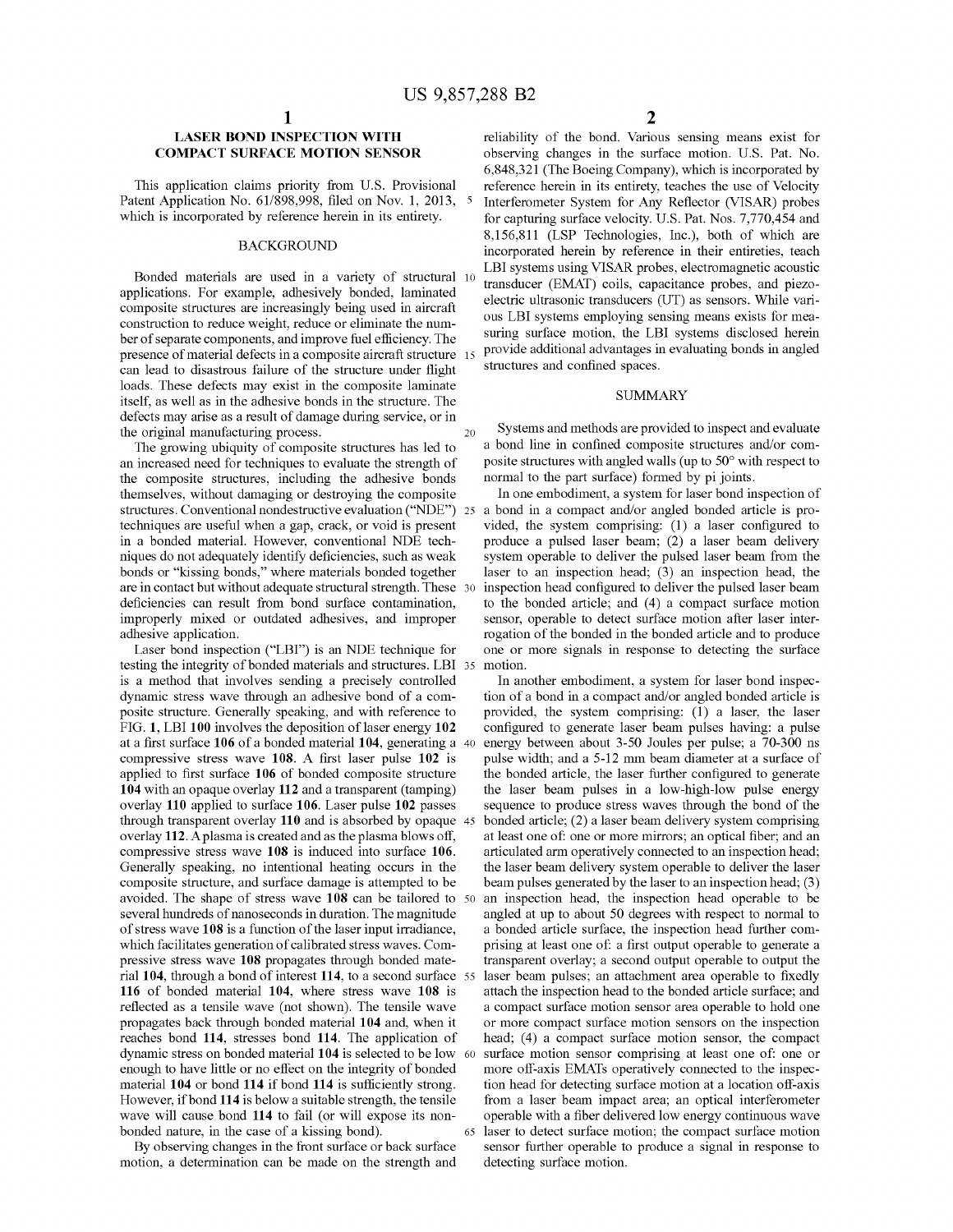# LASER BOND INSPECTION WITH COMPACT SURFACE MOTION SENSOR

This application claims priority from U.S. Provisional Patent Application No. 61/898,998, filed on Nov. 1, 2013, which is incorporated by reference herein in its entirety.

## BACKGROUND

Bonded materials are used in a variety of structural applications. For example, adhesively bonded, laminated composite structures are increasingly being used in aircraft construction to reduce weight, reduce or eliminate the number of separate components, and improve fuel efficiency. The presence of material defects in a composite aircraft structure can lead to disastrous failure of the structure under flight loads. These defects may exist in the composite laminate itself, as well as in the adhesive bonds in the structure. The defects may arise as a result of damage during service, or in the original manufacturing process.

The growing ubiquity of composite structures has led to an increased need for techniques to evaluate the strength of the composite structures, including the adhesive bonds themselves, without damaging or destroying the composite structures. Conventional nondestructive evaluation ("NDE") techniques are useful when a gap, crack, or void is present in a bonded material. However, conventional NDE techniques do not adequately identify deficiencies, such as weak bonds or "kissing bonds," where materials bonded together are in contact but without adequate structural strength. These deficiencies can result from bond surface contamination, improperly mixed or outdated adhesives, and improper adhesive application.

Laser bond inspection ("LBI") is an NDE technique for testing the integrity of bonded materials and structures. LBI is a method that involves sending a precisely controlled dynamic stress wave through an adhesive bond of a composite structure. Generally speaking, and with reference to FIG. **1**, LBI **100** involves the deposition of laser energy **102** at a first surface **106** of a bonded material **104**, generating a compressive stress wave **108**. A first laser pulse **102** is applied to first surface **106** of bonded composite structure **104** with an opaque overlay **112** and a transparent (tamping) overlay **110** applied to surface **106**. Laser pulse **102** passes through transparent overlay **110** and is absorbed by opaque overlay **112**. A plasma is created and as the plasma blows off, compressive stress wave **108** is induced into surface **106**. Generally speaking, no intentional heating occurs in the composite structure, and surface damage is attempted to be avoided. The shape of stress wave **108** can be tailored to several hundreds of nanoseconds in duration. The magnitude of stress wave **108** is a function of the laser input irradiance, which facilitates generation of calibrated stress waves. Compressive stress wave **108** propagates through bonded material **104**, through a bond of interest **114**, to a second surface **116** of bonded material **104**, where stress wave **108** is reflected as a tensile wave (not shown). The tensile wave propagates back through bonded material **104** and, when it reaches bond **114**, stresses bond **114**. The application of dynamic stress on bonded material **104** is selected to be low enough to have little or no effect on the integrity of bonded material **104** or bond **114** if bond **114** is sufficiently strong. However, if bond **114** is below a suitable strength, the tensile wave will cause bond **114** to fail (or will expose its non-bonded nature, in the case of a kissing bond).

By observing changes in the front surface or back surface motion, a determination can be made on the strength and reliability of the bond. Various sensing means exist for observing changes in the surface motion. U.S. Pat. No. 6,848,321 (The Boeing Company), which is incorporated by reference herein in its entirety, teaches the use of Velocity Interferometer System for Any Reflector (VISAR) probes for capturing surface velocity. U.S. Pat. Nos. 7,770,454 and 8,156,811 (LSP Technologies, Inc.), both of which are incorporated herein by reference in their entireties, teach LBI systems using VISAR probes, electromagnetic acoustic transducer (EMAT) coils, capacitance probes, and piezoelectric ultrasonic transducers (UT) as sensors. While various LBI systems employing sensing means exists for measuring surface motion, the LBI systems disclosed herein provide additional advantages in evaluating bonds in angled structures and confined spaces.

## SUMMARY

Systems and methods are provided to inspect and evaluate a bond line in confined composite structures and/or composite structures with angled walls (up to 50° with respect to normal to the part surface) formed by pi joints.

In one embodiment, a system for laser bond inspection of a bond in a compact and/or angled bonded article is provided, the system comprising: (1) a laser configured to produce a pulsed laser beam; (2) a laser beam delivery system operable to deliver the pulsed laser beam from the laser to an inspection head; (3) an inspection head, the inspection head configured to deliver the pulsed laser beam to the bonded article; and (4) a compact surface motion sensor, operable to detect surface motion after laser interrogation of the bonded in the bonded article and to produce one or more signals in response to detecting the surface motion.

In another embodiment, a system for laser bond inspection of a bond in a compact and/or angled bonded article is provided, the system comprising: (1) a laser, the laser configured to generate laser beam pulses having: a pulse energy between about 3-50 Joules per pulse; a 70-300 ns pulse width; and a 5-12 mm beam diameter at a surface of the bonded article, the laser further configured to generate the laser beam pulses in a low-high-low pulse energy sequence to produce stress waves through the bond of the bonded article; (2) a laser beam delivery system comprising at least one of: one or more mirrors; an optical fiber; and an articulated arm operatively connected to an inspection head; the laser beam delivery system operable to deliver the laser beam pulses generated by the laser to an inspection head; (3) an inspection head, the inspection head operable to be angled at up to about 50 degrees with respect to normal to a bonded article surface, the inspection head further comprising at least one of: a first output operable to generate a transparent overlay; a second output operable to output the laser beam pulses; an attachment area operable to fixedly attach the inspection head to the bonded article surface; and a compact surface motion sensor area operable to hold one or more compact surface motion sensors on the inspection head; (4) a compact surface motion sensor, the compact surface motion sensor comprising at least one of: one or more off-axis EMATs operatively connected to the inspection head for detecting surface motion at a location off-axis from a laser beam impact area; an optical interferometer operable with a fiber delivered low energy continuous wave laser to detect surface motion; the compact surface motion sensor further operable to produce a signal in response to detecting surface motion.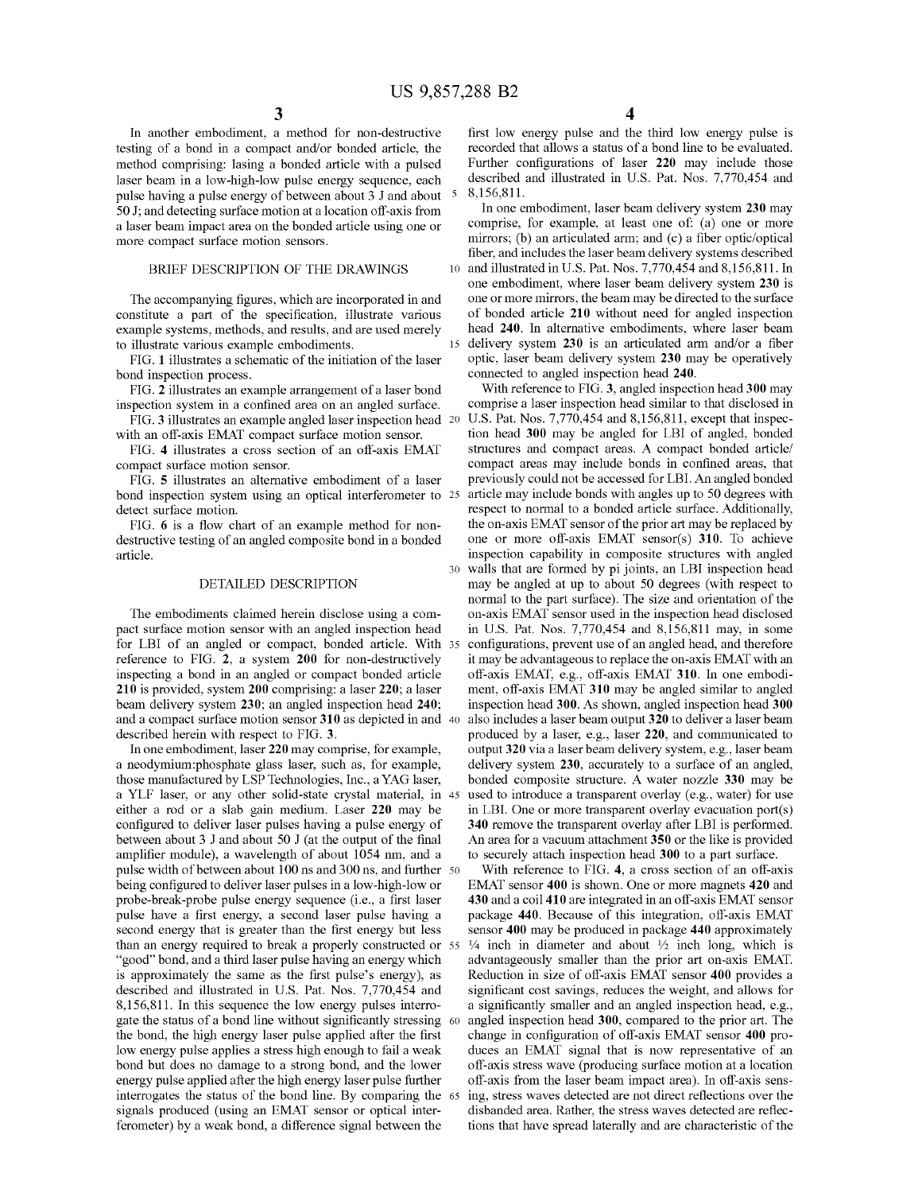In another embodiment, a method for non-destructive testing of a bond in a compact and/or bonded article, the method comprising: lasing a bonded article with a pulsed laser beam in a low-high-low pulse energy sequence, each pulse having a pulse energy of between about 3 J and about 50 J; and detecting surface motion at a location off-axis from a laser beam impact area on the bonded article using one or more compact surface motion sensors.

## BRIEF DESCRIPTION OF THE DRAWINGS

The accompanying figures, which are incorporated in and constitute a part of the specification, illustrate various example systems, methods, and results, and are used merely to illustrate various example embodiments.

FIG. 1 illustrates a schematic of the initiation of the laser bond inspection process.

FIG. 2 illustrates an example arrangement of a laser bond inspection system in a confined area on an angled surface.

FIG. 3 illustrates an example angled laser inspection head with an off-axis EMAT compact surface motion sensor.

FIG. 4 illustrates a cross section of an off-axis EMAT compact surface motion sensor.

FIG. 5 illustrates an alternative embodiment of a laser bond inspection system using an optical interferometer to detect surface motion.

FIG. 6 is a flow chart of an example method for non-destructive testing of an angled composite bond in a bonded article.

## DETAILED DESCRIPTION

The embodiments claimed herein disclose using a compact surface motion sensor with an angled inspection head for LBI of an angled or compact, bonded article. With reference to FIG. 2, a system 200 for non-destructively inspecting a bond in an angled or compact bonded article 210 is provided, system 200 comprising: a laser 220; a laser beam delivery system 230; an angled inspection head 240; and a compact surface motion sensor 310 as depicted in and described herein with respect to FIG. 3.

In one embodiment, laser 220 may comprise, for example, a neodymium:phosphate glass laser, such as, for example, those manufactured by LSP Technologies, Inc., a YAG laser, a YLF laser, or any other solid-state crystal material, in either a rod or a slab gain medium. Laser 220 may be configured to deliver laser pulses having a pulse energy of between about 3 J and about 50 J (at the output of the final amplifier module), a wavelength of about 1054 nm, and a pulse width of between about 100 ns and 300 ns, and further being configured to deliver laser pulses in a low-high-low or probe-break-probe pulse energy sequence (i.e., a first laser pulse have a first energy, a second laser pulse having a second energy that is greater than the first energy but less than an energy required to break a properly constructed or "good" bond, and a third laser pulse having an energy which is approximately the same as the first pulse's energy), as described and illustrated in U.S. Pat. Nos. 7,770,454 and 8,156,811. In this sequence the low energy pulses interrogate the status of a bond line without significantly stressing the bond, the high energy laser pulse applied after the first low energy pulse applies a stress high enough to fail a weak bond but does no damage to a strong bond, and the lower energy pulse applied after the high energy laser pulse further interrogates the status of the bond line. By comparing the signals produced (using an EMAT sensor or optical interferometer) by a weak bond, a difference signal between the first low energy pulse and the third low energy pulse is recorded that allows a status of a bond line to be evaluated. Further configurations of laser 220 may include those described and illustrated in U.S. Pat. Nos. 7,770,454 and 8,156,811.

In one embodiment, laser beam delivery system 230 may comprise, for example, at least one of: (a) one or more mirrors; (b) an articulated arm; and (c) a fiber optic/optical fiber, and includes the laser beam delivery systems described and illustrated in U.S. Pat. Nos. 7,770,454 and 8,156,811. In one embodiment, where laser beam delivery system 230 is one or more mirrors, the beam may be directed to the surface of bonded article 210 without need for angled inspection head 240. In alternative embodiments, where laser beam delivery system 230 is an articulated arm and/or a fiber optic, laser beam delivery system 230 may be operatively connected to angled inspection head 240.

With reference to FIG. 3, angled inspection head 300 may comprise a laser inspection head similar to that disclosed in U.S. Pat. Nos. 7,770,454 and 8,156,811, except that inspection head 300 may be angled for LBI of angled, bonded structures and compact areas. A compact bonded article/compact areas may include bonds in confined areas, that previously could not be accessed for LBI. An angled bonded article may include bonds with angles up to 50 degrees with respect to normal to a bonded article surface. Additionally, the on-axis EMAT sensor of the prior art may be replaced by one or more off-axis EMAT sensor(s) 310. To achieve inspection capability in composite structures with angled walls that are formed by pi joints, an LBI inspection head may be angled at up to about 50 degrees (with respect to normal to the part surface). The size and orientation of the on-axis EMAT sensor used in the inspection head disclosed in U.S. Pat. Nos. 7,770,454 and 8,156,811 may, in some configurations, prevent use of an angled head, and therefore it may be advantageous to replace the on-axis EMAT with an off-axis EMAT, e.g., off-axis EMAT 310. In one embodiment, off-axis EMAT 310 may be angled similar to angled inspection head 300. As shown, angled inspection head 300 also includes a laser beam output 320 to deliver a laser beam produced by a laser, e.g., laser 220, and communicated to output 320 via a laser beam delivery system, e.g., laser beam delivery system 230, accurately to a surface of an angled, bonded composite structure. A water nozzle 330 may be used to introduce a transparent overlay (e.g., water) for use in LBI. One or more transparent overlay evacuation port(s) 340 remove the transparent overlay after LBI is performed. An area for a vacuum attachment 350 or the like is provided to securely attach inspection head 300 to a part surface.

With reference to FIG. 4, a cross section of an off-axis EMAT sensor 400 is shown. One or more magnets 420 and 430 and a coil 410 are integrated in an off-axis EMAT sensor package 440. Because of this integration, off-axis EMAT sensor 400 may be produced in package 440 approximately ¼ inch in diameter and about ½ inch long, which is advantageously smaller than the prior art on-axis EMAT. Reduction in size of off-axis EMAT sensor 400 provides a significant cost savings, reduces the weight, and allows for a significantly smaller and an angled inspection head, e.g., angled inspection head 300, compared to the prior art. The change in configuration of off-axis EMAT sensor 400 produces an EMAT signal that is now representative of an off-axis stress wave (producing surface motion at a location off-axis from the laser beam impact area). In off-axis sensing, stress waves detected are not direct reflections over the disbanded area. Rather, the stress waves detected are reflections that have spread laterally and are characteristic of the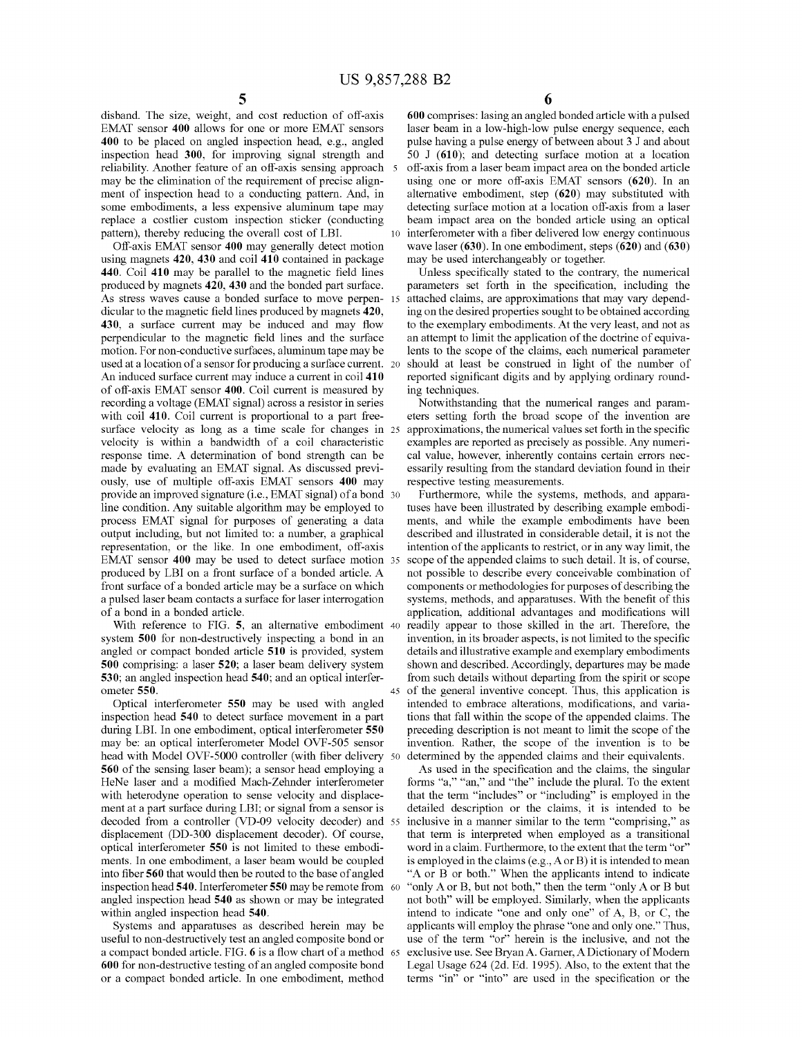disband. The size, weight, and cost reduction of off-axis EMAT sensor **400** allows for one or more EMAT sensors **400** to be placed on angled inspection head, e.g., angled inspection head **300**, for improving signal strength and reliability. Another feature of an off-axis sensing approach may be the elimination of the requirement of precise alignment of inspection head to a conducting pattern. And, in some embodiments, a less expensive aluminum tape may replace a costlier custom inspection sticker (conducting pattern), thereby reducing the overall cost of LBI.

Off-axis EMAT sensor **400** may generally detect motion using magnets **420**, **430** and coil **410** contained in package **440**. Coil **410** may be parallel to the magnetic field lines produced by magnets **420**, **430** and the bonded part surface. As stress waves cause a bonded surface to move perpendicular to the magnetic field lines produced by magnets **420**, **430**, a surface current may be induced and may flow perpendicular to the magnetic field lines and the surface motion. For non-conductive surfaces, aluminum tape may be used at a location of a sensor for producing a surface current. An induced surface current may induce a current in coil **410** of off-axis EMAT sensor **400**. Coil current is measured by recording a voltage (EMAT signal) across a resistor in series with coil **410**. Coil current is proportional to a part free-surface velocity as long as a time scale for changes in velocity is within a bandwidth of a coil characteristic response time. A determination of bond strength can be made by evaluating an EMAT signal. As discussed previously, use of multiple off-axis EMAT sensors **400** may provide an improved signature (i.e., EMAT signal) of a bond line condition. Any suitable algorithm may be employed to process EMAT signal for purposes of generating a data output including, but not limited to: a number, a graphical representation, or the like. In one embodiment, off-axis EMAT sensor **400** may be used to detect surface motion produced by LBI on a front surface of a bonded article. A front surface of a bonded article may be a surface on which a pulsed laser beam contacts a surface for laser interrogation of a bond in a bonded article.

With reference to FIG. **5**, an alternative embodiment system **500** for non-destructively inspecting a bond in an angled or compact bonded article **510** is provided, system **500** comprising: a laser **520**; a laser beam delivery system **530**; an angled inspection head **540**; and an optical interferometer **550**.

Optical interferometer **550** may be used with angled inspection head **540** to detect surface movement in a part during LBI. In one embodiment, optical interferometer **550** may be: an optical interferometer Model OVF-505 sensor head with Model OVF-5000 controller (with fiber delivery **560** of the sensing laser beam); a sensor head employing a HeNe laser and a modified Mach-Zehnder interferometer with heterodyne operation to sense velocity and displacement at a part surface during LBI; or signal from a sensor is decoded from a controller (VD-09 velocity decoder) and displacement (DD-300 displacement decoder). Of course, optical interferometer **550** is not limited to these embodiments. In one embodiment, a laser beam would be coupled into fiber **560** that would then be routed to the base of angled inspection head **540**. Interferometer **550** may be remote from angled inspection head **540** as shown or may be integrated within angled inspection head **540**.

Systems and apparatuses as described herein may be useful to non-destructively test an angled composite bond or a compact bonded article. FIG. **6** is a flow chart of a method **600** for non-destructive testing of an angled composite bond or a compact bonded article. In one embodiment, method **600** comprises: lasing an angled bonded article with a pulsed laser beam in a low-high-low pulse energy sequence, each pulse having a pulse energy of between about 3 J and about 50 J (**610**); and detecting surface motion at a location off-axis from a laser beam impact area on the bonded article using one or more off-axis EMAT sensors (**620**). In an alternative embodiment, step (**620**) may substituted with detecting surface motion at a location off-axis from a laser beam impact area on the bonded article using an optical interferometer with a fiber delivered low energy continuous wave laser (**630**). In one embodiment, steps (**620**) and (**630**) may be used interchangeably or together.

Unless specifically stated to the contrary, the numerical parameters set forth in the specification, including the attached claims, are approximations that may vary depending on the desired properties sought to be obtained according to the exemplary embodiments. At the very least, and not as an attempt to limit the application of the doctrine of equivalents to the scope of the claims, each numerical parameter should at least be construed in light of the number of reported significant digits and by applying ordinary rounding techniques.

Notwithstanding that the numerical ranges and parameters setting forth the broad scope of the invention are approximations, the numerical values set forth in the specific examples are reported as precisely as possible. Any numerical value, however, inherently contains certain errors necessarily resulting from the standard deviation found in their respective testing measurements.

Furthermore, while the systems, methods, and apparatuses have been illustrated by describing example embodiments, and while the example embodiments have been described and illustrated in considerable detail, it is not the intention of the applicants to restrict, or in any way limit, the scope of the appended claims to such detail. It is, of course, not possible to describe every conceivable combination of components or methodologies for purposes of describing the systems, methods, and apparatuses. With the benefit of this application, additional advantages and modifications will readily appear to those skilled in the art. Therefore, the invention, in its broader aspects, is not limited to the specific details and illustrative example and exemplary embodiments shown and described. Accordingly, departures may be made from such details without departing from the spirit or scope of the general inventive concept. Thus, this application is intended to embrace alterations, modifications, and variations that fall within the scope of the appended claims. The preceding description is not meant to limit the scope of the invention. Rather, the scope of the invention is to be determined by the appended claims and their equivalents.

As used in the specification and the claims, the singular forms "a," "an," and "the" include the plural. To the extent that the term "includes" or "including" is employed in the detailed description or the claims, it is intended to be inclusive in a manner similar to the term "comprising," as that term is interpreted when employed as a transitional word in a claim. Furthermore, to the extent that the term "or" is employed in the claims (e.g., A or B) it is intended to mean "A or B or both." When the applicants intend to indicate "only A or B, but not both," then the term "only A or B but not both" will be employed. Similarly, when the applicants intend to indicate "one and only one" of A, B, or C, the applicants will employ the phrase "one and only one." Thus, use of the term "or" herein is the inclusive, and not the exclusive use. See Bryan A. Garner, A Dictionary of Modern Legal Usage 624 (2d. Ed. 1995). Also, to the extent that the terms "in" or "into" are used in the specification or the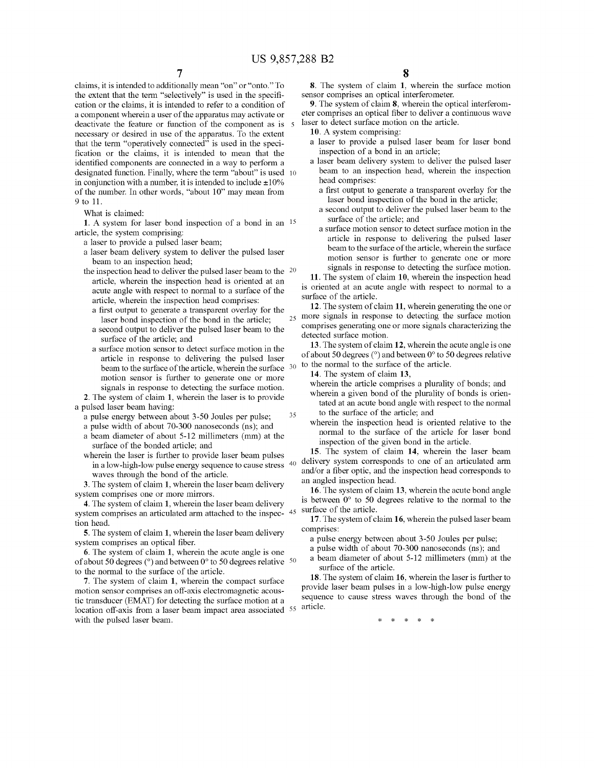claims, it is intended to additionally mean "on" or "onto." To the extent that the term "selectively" is used in the specification or the claims, it is intended to refer to a condition of a component wherein a user of the apparatus may activate or deactivate the feature or function of the component as is necessary or desired in use of the apparatus. To the extent that the term "operatively connected" is used in the specification or the claims, it is intended to mean that the identified components are connected in a way to perform a designated function. Finally, where the term "about" is used in conjunction with a number, it is intended to include ±10% of the number. In other words, "about 10" may mean from 9 to 11.

What is claimed:

**1**. A system for laser bond inspection of a bond in an article, the system comprising:

- a laser to provide a pulsed laser beam;
- a laser beam delivery system to deliver the pulsed laser beam to an inspection head;
- the inspection head to deliver the pulsed laser beam to the article, wherein the inspection head is oriented at an acute angle with respect to normal to a surface of the article, wherein the inspection head comprises:
  - a first output to generate a transparent overlay for the laser bond inspection of the bond in the article;
  - a second output to deliver the pulsed laser beam to the surface of the article; and
  - a surface motion sensor to detect surface motion in the article in response to delivering the pulsed laser beam to the surface of the article, wherein the surface motion sensor is further to generate one or more signals in response to detecting the surface motion.

**2**. The system of claim **1**, wherein the laser is to provide a pulsed laser beam having:

- a pulse energy between about 3-50 Joules per pulse;
- a pulse width of about 70-300 nanoseconds (ns); and
- a beam diameter of about 5-12 millimeters (mm) at the surface of the bonded article; and
- wherein the laser is further to provide laser beam pulses in a low-high-low pulse energy sequence to cause stress waves through the bond of the article.

**3**. The system of claim **1**, wherein the laser beam delivery system comprises one or more mirrors.

**4**. The system of claim **1**, wherein the laser beam delivery system comprises an articulated arm attached to the inspection head.

**5**. The system of claim **1**, wherein the laser beam delivery system comprises an optical fiber.

**6**. The system of claim **1**, wherein the acute angle is one of about 50 degrees (°) and between 0° to 50 degrees relative to the normal to the surface of the article.

**7**. The system of claim **1**, wherein the compact surface motion sensor comprises an off-axis electromagnetic acoustic transducer (EMAT) for detecting the surface motion at a location off-axis from a laser beam impact area associated with the pulsed laser beam.

**8**. The system of claim **1**, wherein the surface motion sensor comprises an optical interferometer.

**9**. The system of claim **8**, wherein the optical interferometer comprises an optical fiber to deliver a continuous wave laser to detect surface motion on the article.

**10**. A system comprising:

- a laser to provide a pulsed laser beam for laser bond inspection of a bond in an article;
- a laser beam delivery system to deliver the pulsed laser beam to an inspection head, wherein the inspection head comprises:
  - a first output to generate a transparent overlay for the laser bond inspection of the bond in the article;
  - a second output to deliver the pulsed laser beam to the surface of the article; and
  - a surface motion sensor to detect surface motion in the article in response to delivering the pulsed laser beam to the surface of the article, wherein the surface motion sensor is further to generate one or more signals in response to detecting the surface motion.

**11**. The system of claim **10**, wherein the inspection head is oriented at an acute angle with respect to normal to a surface of the article.

**12**. The system of claim **11**, wherein generating the one or more signals in response to detecting the surface motion comprises generating one or more signals characterizing the detected surface motion.

**13**. The system of claim **12**, wherein the acute angle is one of about 50 degrees (°) and between 0° to 50 degrees relative to the normal to the surface of the article.

**14**. The system of claim **13**,

- wherein the article comprises a plurality of bonds; and
- wherein a given bond of the plurality of bonds is orientated at an acute bond angle with respect to the normal to the surface of the article; and
- wherein the inspection head is oriented relative to the normal to the surface of the article for laser bond inspection of the given bond in the article.

**15**. The system of claim **14**, wherein the laser beam delivery system corresponds to one of an articulated arm and/or a fiber optic, and the inspection head corresponds to an angled inspection head.

**16**. The system of claim **13**, wherein the acute bond angle is between 0° to 50 degrees relative to the normal to the surface of the article.

**17**. The system of claim **16**, wherein the pulsed laser beam comprises:

- a pulse energy between about 3-50 Joules per pulse;
- a pulse width of about 70-300 nanoseconds (ns); and
- a beam diameter of about 5-12 millimeters (mm) at the surface of the article.

**18**. The system of claim **16**, wherein the laser is further to provide laser beam pulses in a low-high-low pulse energy sequence to cause stress waves through the bond of the article.

\* \* \* \* \*